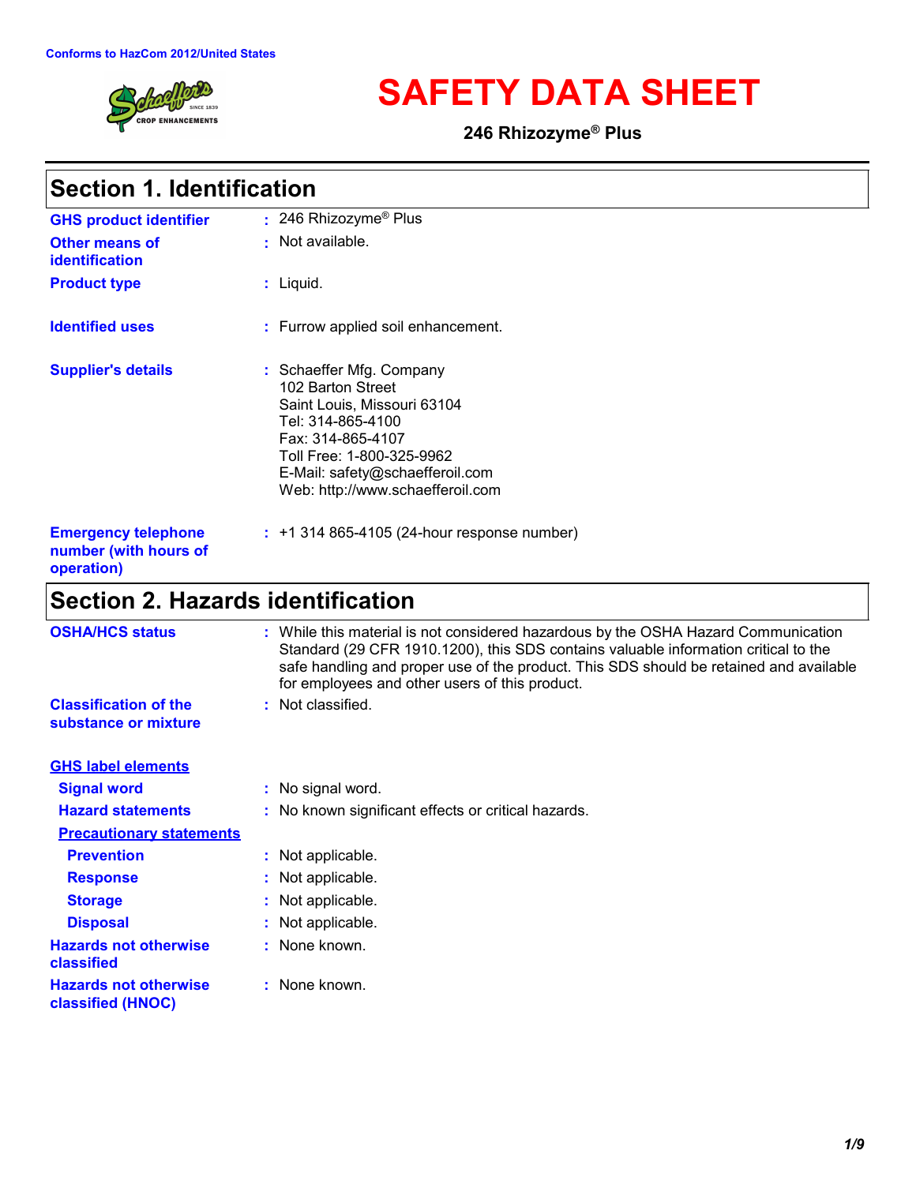Conforms to HazCom 2012/United States

# SAFETY DATA SHEET

**246 Rhizozyme® Plus**

## Section 1. Identification

| | | |
|---|---|---|
| **GHS product identifier** | : | 246 Rhizozyme® Plus |
| **Other means of identification** | : | Not available. |
| **Product type** | : | Liquid. |
| **Identified uses** | : | Furrow applied soil enhancement. |
| **Supplier's details** | : | Schaeffer Mfg. Company<br>102 Barton Street<br>Saint Louis, Missouri 63104<br>Tel: 314-865-4100<br>Fax: 314-865-4107<br>Toll Free: 1-800-325-9962<br>E-Mail: safety@schaefferoil.com<br>Web: http://www.schaefferoil.com |
| **Emergency telephone number (with hours of operation)** | : | +1 314 865-4105 (24-hour response number) |

## Section 2. Hazards identification

| | | |
|---|---|---|
| **OSHA/HCS status** | : | While this material is not considered hazardous by the OSHA Hazard Communication Standard (29 CFR 1910.1200), this SDS contains valuable information critical to the safe handling and proper use of the product. This SDS should be retained and available for employees and other users of this product. |
| **Classification of the substance or mixture** | : | Not classified. |

**GHS label elements**

| | | |
|---|---|---|
| **Signal word** | : | No signal word. |
| **Hazard statements** | : | No known significant effects or critical hazards. |

**Precautionary statements**

| | | |
|---|---|---|
| **Prevention** | : | Not applicable. |
| **Response** | : | Not applicable. |
| **Storage** | : | Not applicable. |
| **Disposal** | : | Not applicable. |
| **Hazards not otherwise classified** | : | None known. |
| **Hazards not otherwise classified (HNOC)** | : | None known. |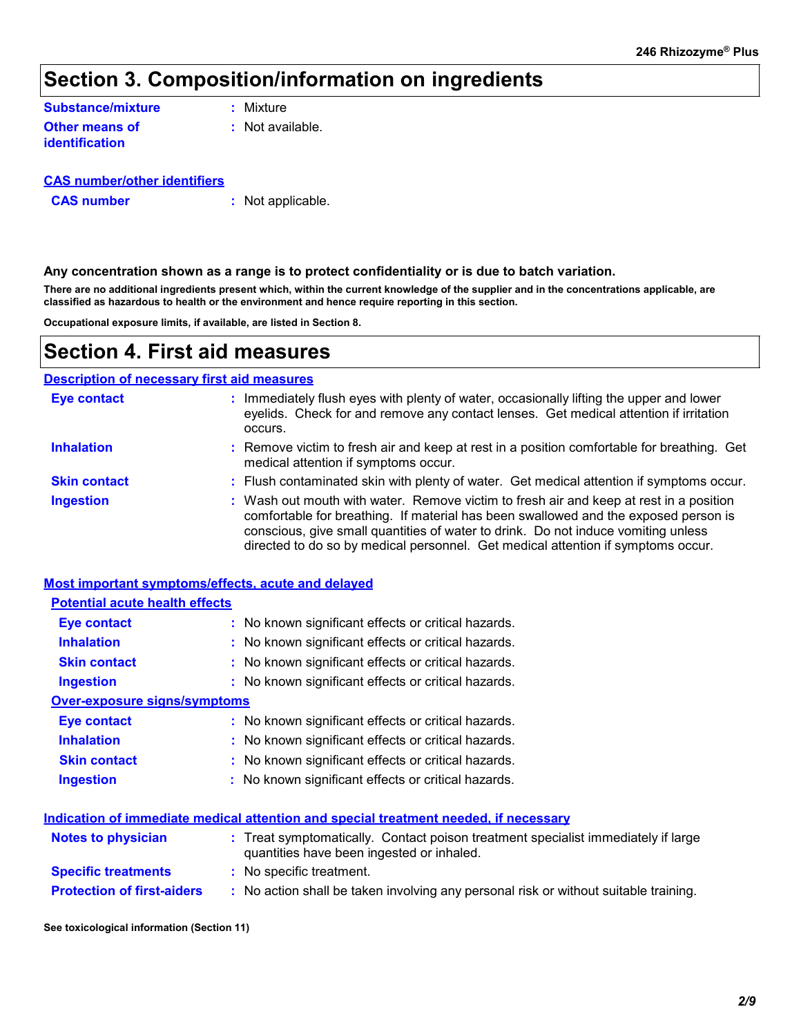# Section 3. Composition/information on ingredients

**Substance/mixture** : Mixture

**Other means of identification** : Not available.

**CAS number/other identifiers**

**CAS number** : Not applicable.

**Any concentration shown as a range is to protect confidentiality or is due to batch variation.**

**There are no additional ingredients present which, within the current knowledge of the supplier and in the concentrations applicable, are classified as hazardous to health or the environment and hence require reporting in this section.**

**Occupational exposure limits, if available, are listed in Section 8.**

# Section 4. First aid measures

**Description of necessary first aid measures**

**Eye contact** : Immediately flush eyes with plenty of water, occasionally lifting the upper and lower eyelids. Check for and remove any contact lenses. Get medical attention if irritation occurs.

**Inhalation** : Remove victim to fresh air and keep at rest in a position comfortable for breathing. Get medical attention if symptoms occur.

**Skin contact** : Flush contaminated skin with plenty of water. Get medical attention if symptoms occur.

**Ingestion** : Wash out mouth with water. Remove victim to fresh air and keep at rest in a position comfortable for breathing. If material has been swallowed and the exposed person is conscious, give small quantities of water to drink. Do not induce vomiting unless directed to do so by medical personnel. Get medical attention if symptoms occur.

**Most important symptoms/effects, acute and delayed**

**Potential acute health effects**

**Eye contact** : No known significant effects or critical hazards.

**Inhalation** : No known significant effects or critical hazards.

**Skin contact** : No known significant effects or critical hazards.

**Ingestion** : No known significant effects or critical hazards.

**Over-exposure signs/symptoms**

**Eye contact** : No known significant effects or critical hazards.

**Inhalation** : No known significant effects or critical hazards.

**Skin contact** : No known significant effects or critical hazards.

**Ingestion** : No known significant effects or critical hazards.

**Indication of immediate medical attention and special treatment needed, if necessary**

**Notes to physician** : Treat symptomatically. Contact poison treatment specialist immediately if large quantities have been ingested or inhaled.

**Specific treatments** : No specific treatment.

**Protection of first-aiders** : No action shall be taken involving any personal risk or without suitable training.

**See toxicological information (Section 11)**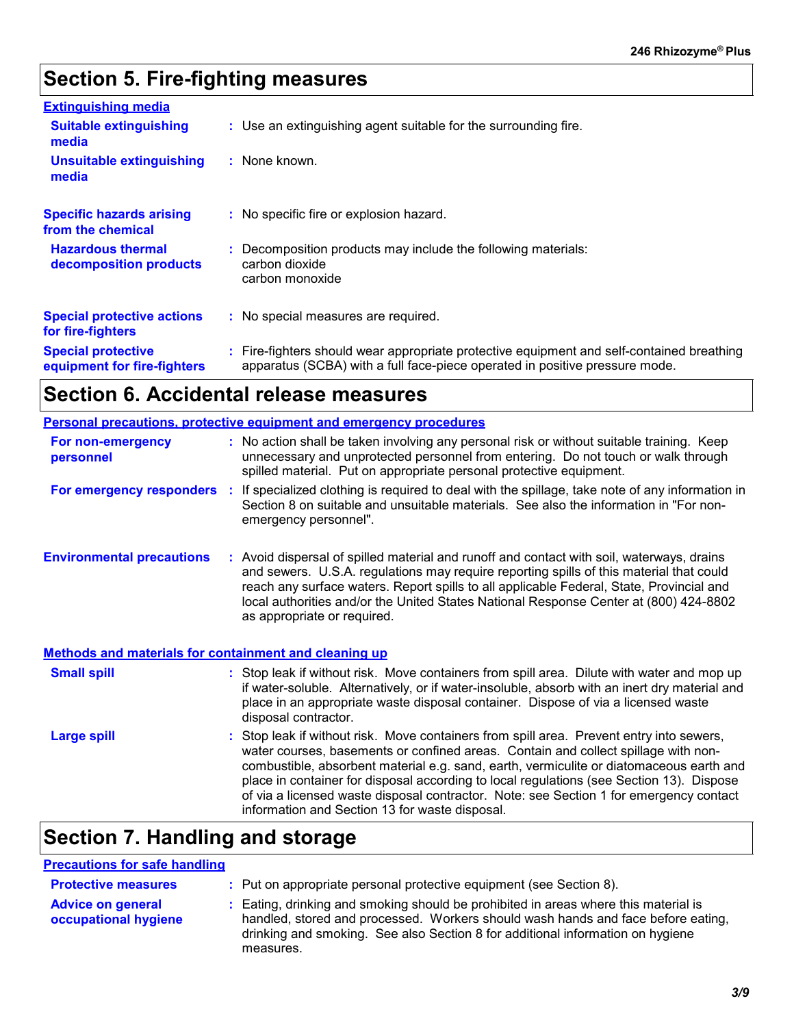## Section 5. Fire-fighting measures

### Extinguishing media

| | |
|---|---|
| **Suitable extinguishing media** | : Use an extinguishing agent suitable for the surrounding fire. |
| **Unsuitable extinguishing media** | : None known. |

| | |
|---|---|
| **Specific hazards arising from the chemical** | : No specific fire or explosion hazard. |
| **Hazardous thermal decomposition products** | : Decomposition products may include the following materials: carbon dioxide carbon monoxide |

| | |
|---|---|
| **Special protective actions for fire-fighters** | : No special measures are required. |
| **Special protective equipment for fire-fighters** | : Fire-fighters should wear appropriate protective equipment and self-contained breathing apparatus (SCBA) with a full face-piece operated in positive pressure mode. |

## Section 6. Accidental release measures

### Personal precautions, protective equipment and emergency procedures

| | |
|---|---|
| **For non-emergency personnel** | : No action shall be taken involving any personal risk or without suitable training. Keep unnecessary and unprotected personnel from entering. Do not touch or walk through spilled material. Put on appropriate personal protective equipment. |
| **For emergency responders** | : If specialized clothing is required to deal with the spillage, take note of any information in Section 8 on suitable and unsuitable materials. See also the information in "For non-emergency personnel". |

| | |
|---|---|
| **Environmental precautions** | : Avoid dispersal of spilled material and runoff and contact with soil, waterways, drains and sewers. U.S.A. regulations may require reporting spills of this material that could reach any surface waters. Report spills to all applicable Federal, State, Provincial and local authorities and/or the United States National Response Center at (800) 424-8802 as appropriate or required. |

### Methods and materials for containment and cleaning up

| | |
|---|---|
| **Small spill** | : Stop leak if without risk. Move containers from spill area. Dilute with water and mop up if water-soluble. Alternatively, or if water-insoluble, absorb with an inert dry material and place in an appropriate waste disposal container. Dispose of via a licensed waste disposal contractor. |
| **Large spill** | : Stop leak if without risk. Move containers from spill area. Prevent entry into sewers, water courses, basements or confined areas. Contain and collect spillage with non-combustible, absorbent material e.g. sand, earth, vermiculite or diatomaceous earth and place in container for disposal according to local regulations (see Section 13). Dispose of via a licensed waste disposal contractor. Note: see Section 1 for emergency contact information and Section 13 for waste disposal. |

## Section 7. Handling and storage

### Precautions for safe handling

| | |
|---|---|
| **Protective measures** | : Put on appropriate personal protective equipment (see Section 8). |
| **Advice on general occupational hygiene** | : Eating, drinking and smoking should be prohibited in areas where this material is handled, stored and processed. Workers should wash hands and face before eating, drinking and smoking. See also Section 8 for additional information on hygiene measures. |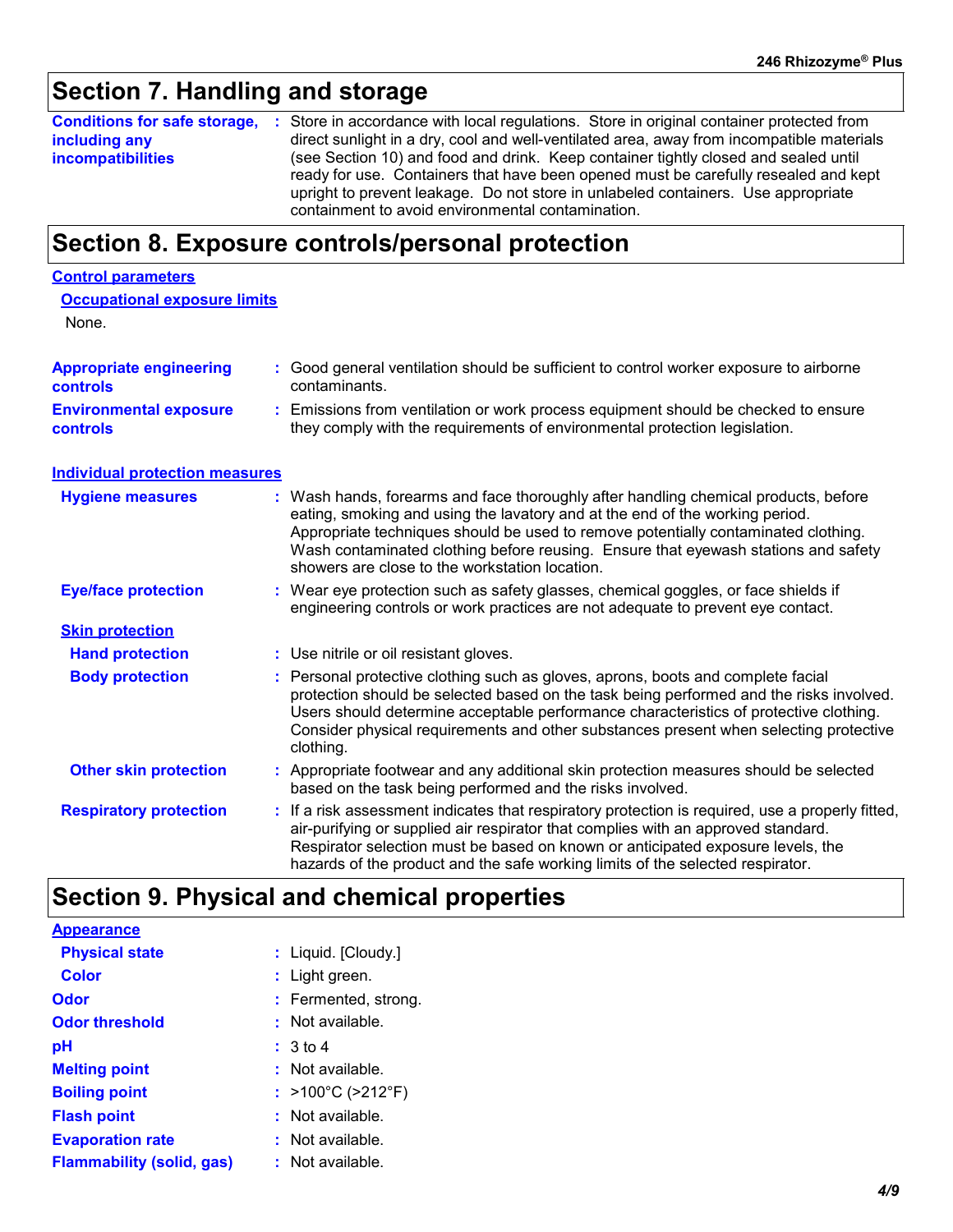# Section 7. Handling and storage

**Conditions for safe storage, including any incompatibilities** : Store in accordance with local regulations. Store in original container protected from direct sunlight in a dry, cool and well-ventilated area, away from incompatible materials (see Section 10) and food and drink. Keep container tightly closed and sealed until ready for use. Containers that have been opened must be carefully resealed and kept upright to prevent leakage. Do not store in unlabeled containers. Use appropriate containment to avoid environmental contamination.

# Section 8. Exposure controls/personal protection

## Control parameters

### Occupational exposure limits

None.

**Appropriate engineering controls** : Good general ventilation should be sufficient to control worker exposure to airborne contaminants.

**Environmental exposure controls** : Emissions from ventilation or work process equipment should be checked to ensure they comply with the requirements of environmental protection legislation.

## Individual protection measures

**Hygiene measures** : Wash hands, forearms and face thoroughly after handling chemical products, before eating, smoking and using the lavatory and at the end of the working period. Appropriate techniques should be used to remove potentially contaminated clothing. Wash contaminated clothing before reusing. Ensure that eyewash stations and safety showers are close to the workstation location.

**Eye/face protection** : Wear eye protection such as safety glasses, chemical goggles, or face shields if engineering controls or work practices are not adequate to prevent eye contact.

### Skin protection

**Hand protection** : Use nitrile or oil resistant gloves.

**Body protection** : Personal protective clothing such as gloves, aprons, boots and complete facial protection should be selected based on the task being performed and the risks involved. Users should determine acceptable performance characteristics of protective clothing. Consider physical requirements and other substances present when selecting protective clothing.

**Other skin protection** : Appropriate footwear and any additional skin protection measures should be selected based on the task being performed and the risks involved.

**Respiratory protection** : If a risk assessment indicates that respiratory protection is required, use a properly fitted, air-purifying or supplied air respirator that complies with an approved standard. Respirator selection must be based on known or anticipated exposure levels, the hazards of the product and the safe working limits of the selected respirator.

# Section 9. Physical and chemical properties

## Appearance

**Physical state** : Liquid. [Cloudy.]

**Color** : Light green.

**Odor** : Fermented, strong.

**Odor threshold** : Not available.

**pH** : 3 to 4

**Melting point** : Not available.

**Boiling point** : >100°C (>212°F)

**Flash point** : Not available.

**Evaporation rate** : Not available.

**Flammability (solid, gas)** : Not available.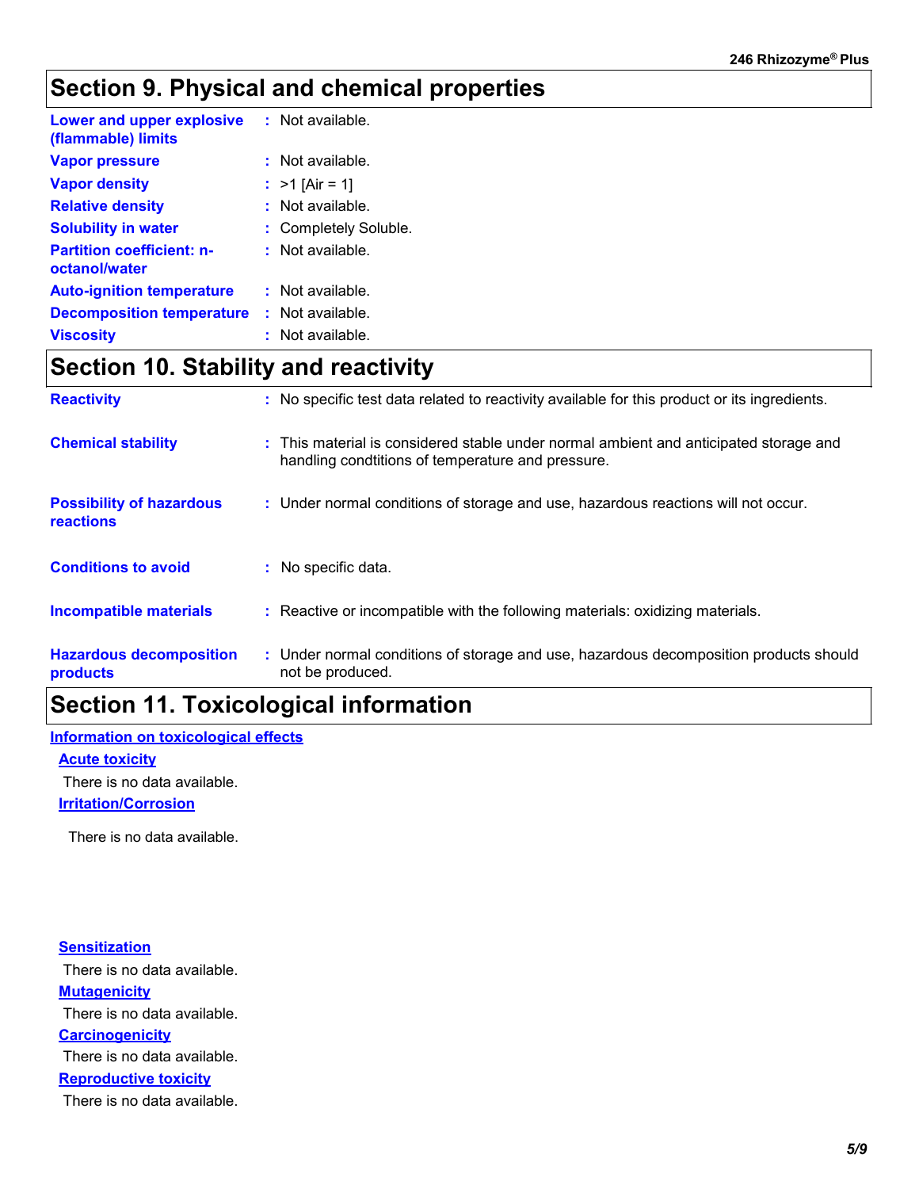## Section 9. Physical and chemical properties

| | |
|---|---|
| **Lower and upper explosive (flammable) limits** | : Not available. |
| **Vapor pressure** | : Not available. |
| **Vapor density** | : >1 [Air = 1] |
| **Relative density** | : Not available. |
| **Solubility in water** | : Completely Soluble. |
| **Partition coefficient: n-octanol/water** | : Not available. |
| **Auto-ignition temperature** | : Not available. |
| **Decomposition temperature** | : Not available. |
| **Viscosity** | : Not available. |

## Section 10. Stability and reactivity

| | |
|---|---|
| **Reactivity** | : No specific test data related to reactivity available for this product or its ingredients. |
| **Chemical stability** | : This material is considered stable under normal ambient and anticipated storage and handling condtitions of temperature and pressure. |
| **Possibility of hazardous reactions** | : Under normal conditions of storage and use, hazardous reactions will not occur. |
| **Conditions to avoid** | : No specific data. |
| **Incompatible materials** | : Reactive or incompatible with the following materials: oxidizing materials. |
| **Hazardous decomposition products** | : Under normal conditions of storage and use, hazardous decomposition products should not be produced. |

## Section 11. Toxicological information

**Information on toxicological effects**

**Acute toxicity**

There is no data available.

**Irritation/Corrosion**

There is no data available.

**Sensitization**

There is no data available.

**Mutagenicity**

There is no data available.

**Carcinogenicity**

There is no data available.

**Reproductive toxicity**

There is no data available.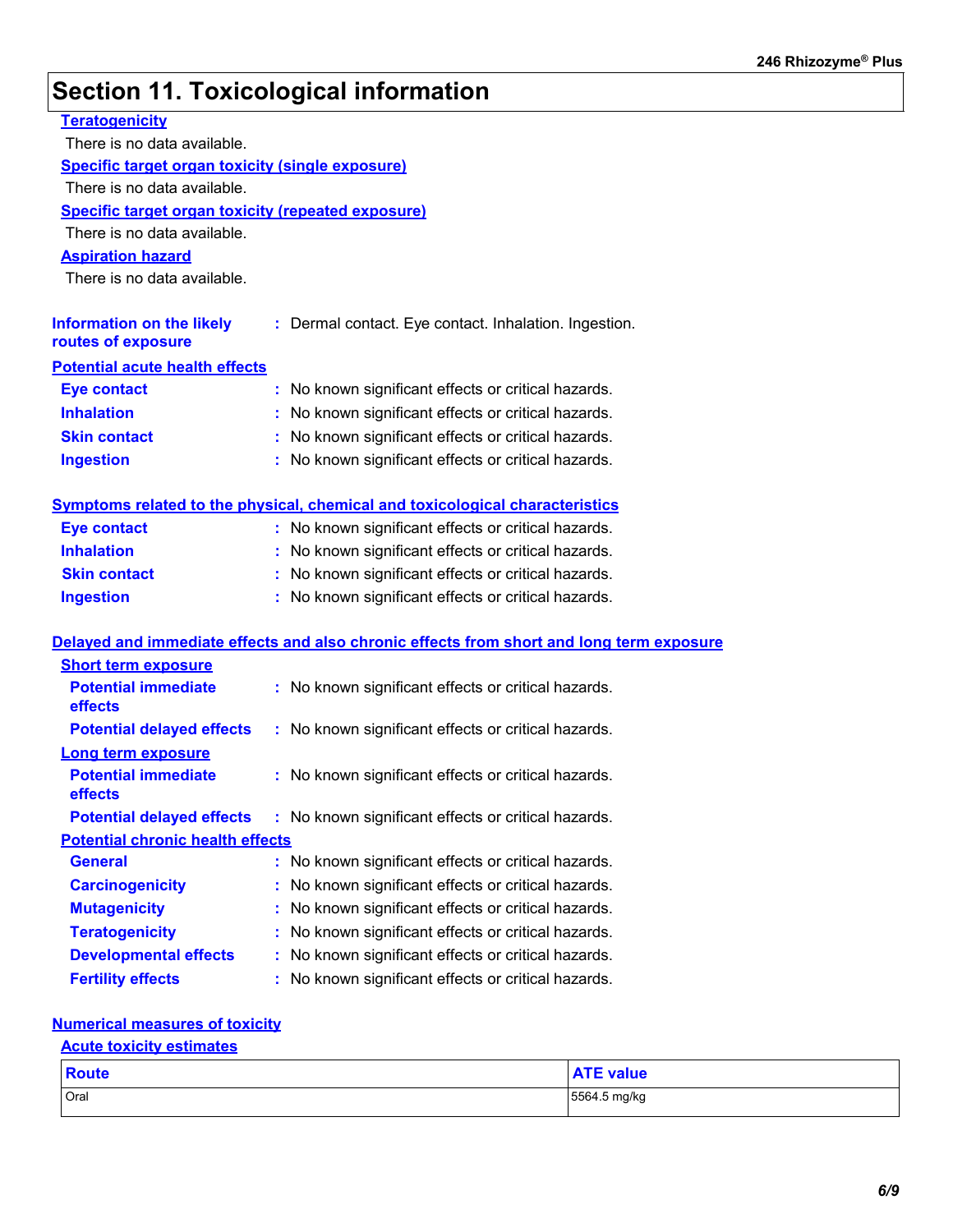# Section 11. Toxicological information

**Teratogenicity**

There is no data available.

**Specific target organ toxicity (single exposure)**

There is no data available.

**Specific target organ toxicity (repeated exposure)**

There is no data available.

**Aspiration hazard**

There is no data available.

**Information on the likely routes of exposure** : Dermal contact. Eye contact. Inhalation. Ingestion.

**Potential acute health effects**

**Eye contact** : No known significant effects or critical hazards.
**Inhalation** : No known significant effects or critical hazards.
**Skin contact** : No known significant effects or critical hazards.
**Ingestion** : No known significant effects or critical hazards.

**Symptoms related to the physical, chemical and toxicological characteristics**

**Eye contact** : No known significant effects or critical hazards.
**Inhalation** : No known significant effects or critical hazards.
**Skin contact** : No known significant effects or critical hazards.
**Ingestion** : No known significant effects or critical hazards.

**Delayed and immediate effects and also chronic effects from short and long term exposure**

**Short term exposure**

**Potential immediate effects** : No known significant effects or critical hazards.
**Potential delayed effects** : No known significant effects or critical hazards.

**Long term exposure**

**Potential immediate effects** : No known significant effects or critical hazards.
**Potential delayed effects** : No known significant effects or critical hazards.

**Potential chronic health effects**

**General** : No known significant effects or critical hazards.
**Carcinogenicity** : No known significant effects or critical hazards.
**Mutagenicity** : No known significant effects or critical hazards.
**Teratogenicity** : No known significant effects or critical hazards.
**Developmental effects** : No known significant effects or critical hazards.
**Fertility effects** : No known significant effects or critical hazards.

**Numerical measures of toxicity**

**Acute toxicity estimates**

| Route | ATE value |
|---|---|
| Oral | 5564.5 mg/kg |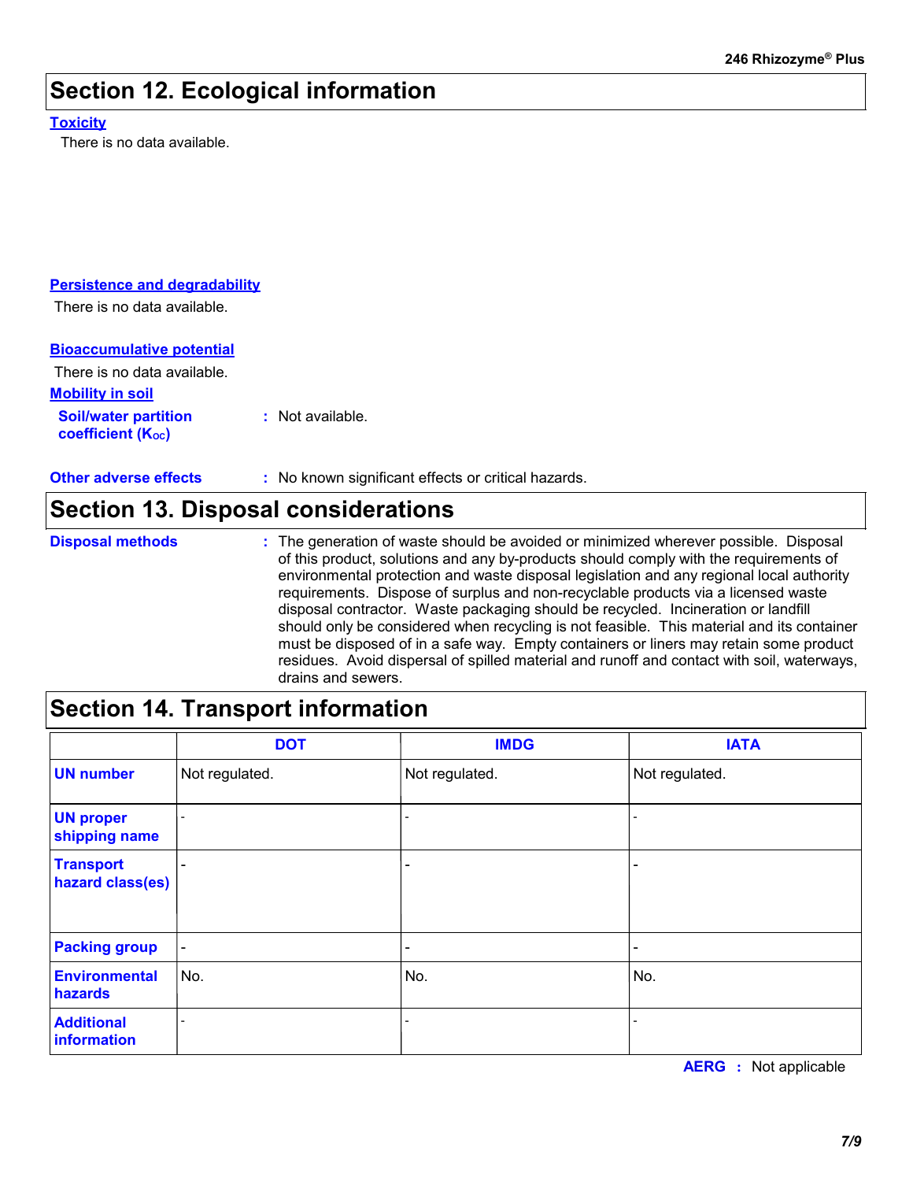## Section 12. Ecological information

**Toxicity**

There is no data available.

**Persistence and degradability**

There is no data available.

**Bioaccumulative potential**

There is no data available.

**Mobility in soil**

**Soil/water partition coefficient ($K_{OC}$)** : Not available.

**Other adverse effects** : No known significant effects or critical hazards.

## Section 13. Disposal considerations

**Disposal methods** : The generation of waste should be avoided or minimized wherever possible. Disposal of this product, solutions and any by-products should comply with the requirements of environmental protection and waste disposal legislation and any regional local authority requirements. Dispose of surplus and non-recyclable products via a licensed waste disposal contractor. Waste packaging should be recycled. Incineration or landfill should only be considered when recycling is not feasible. This material and its container must be disposed of in a safe way. Empty containers or liners may retain some product residues. Avoid dispersal of spilled material and runoff and contact with soil, waterways, drains and sewers.

## Section 14. Transport information

| | DOT | IMDG | IATA |
|---|---|---|---|
| UN number | Not regulated. | Not regulated. | Not regulated. |
| UN proper shipping name | - | - | - |
| Transport hazard class(es) | - | - | - |
| Packing group | - | - | - |
| Environmental hazards | No. | No. | No. |
| Additional information | - | - | - |

**AERG** : Not applicable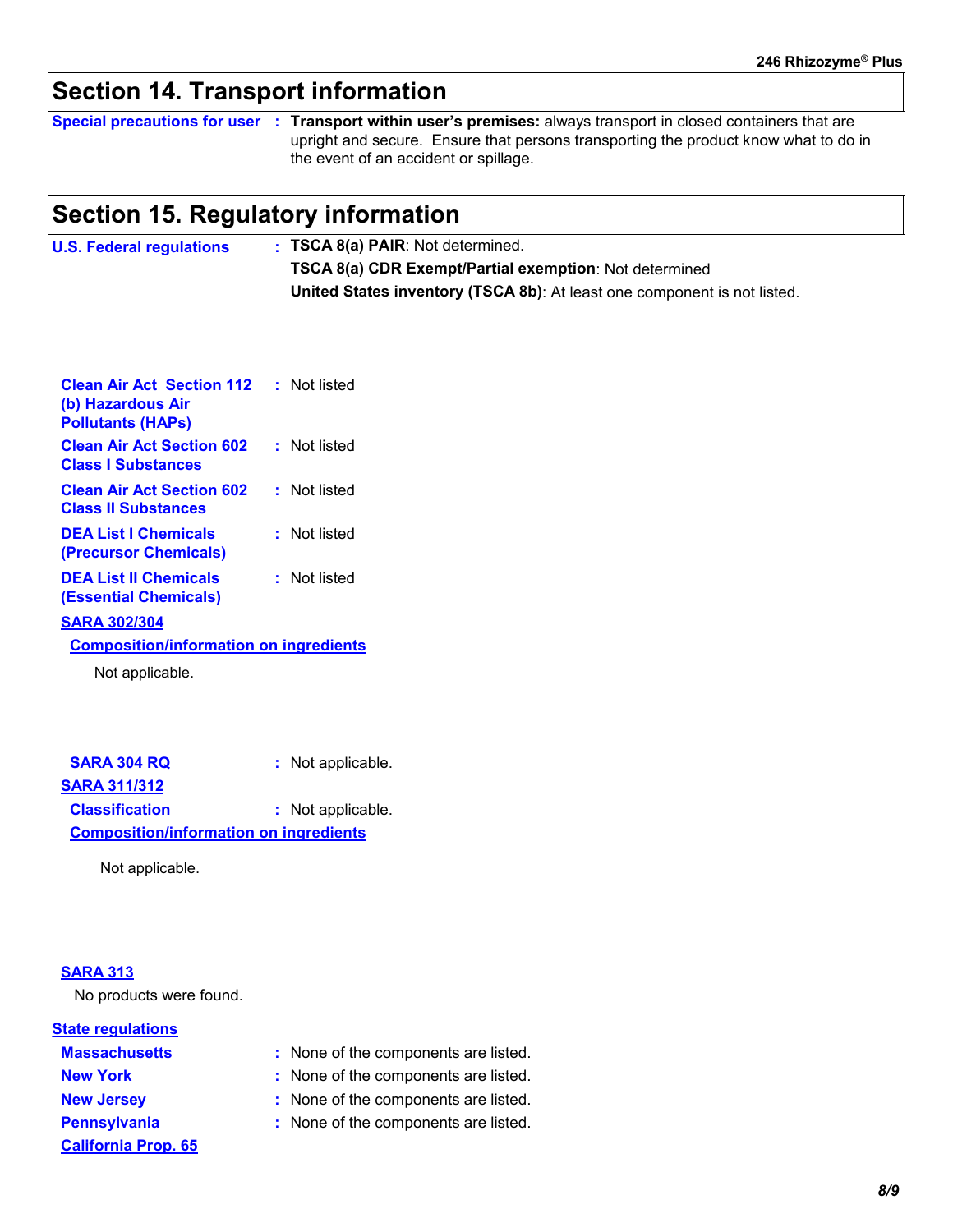## Section 14. Transport information

**Special precautions for user** : **Transport within user's premises:** always transport in closed containers that are upright and secure. Ensure that persons transporting the product know what to do in the event of an accident or spillage.

## Section 15. Regulatory information

**U.S. Federal regulations** : **TSCA 8(a) PAIR**: Not determined.

**TSCA 8(a) CDR Exempt/Partial exemption**: Not determined

**United States inventory (TSCA 8b)**: At least one component is not listed.

**Clean Air Act Section 112 (b) Hazardous Air Pollutants (HAPs)** : Not listed

**Clean Air Act Section 602 Class I Substances** : Not listed

**Clean Air Act Section 602 Class II Substances** : Not listed

**DEA List I Chemicals (Precursor Chemicals)** : Not listed

**DEA List II Chemicals (Essential Chemicals)** : Not listed

**SARA 302/304**

**Composition/information on ingredients**

Not applicable.

**SARA 304 RQ** : Not applicable.

**SARA 311/312**

**Classification** : Not applicable.

**Composition/information on ingredients**

Not applicable.

**SARA 313**

No products were found.

**State regulations**

**Massachusetts** : None of the components are listed.

**New York** : None of the components are listed.

**New Jersey** : None of the components are listed.

**Pennsylvania** : None of the components are listed.

**California Prop. 65**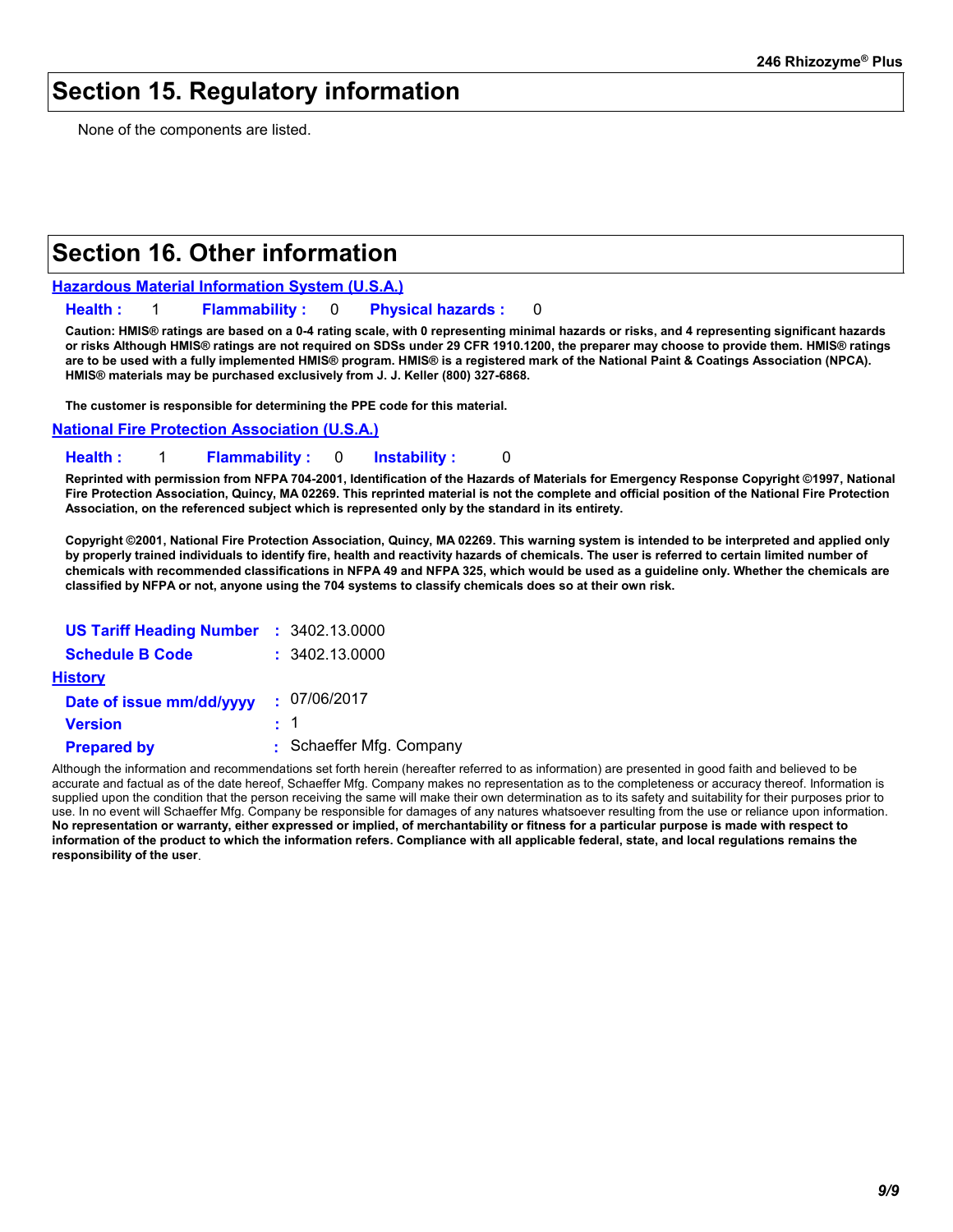# Section 15. Regulatory information

None of the components are listed.

# Section 16. Other information

## Hazardous Material Information System (U.S.A.)

**Health :** 1 **Flammability :** 0 **Physical hazards :** 0

**Caution: HMIS® ratings are based on a 0-4 rating scale, with 0 representing minimal hazards or risks, and 4 representing significant hazards or risks Although HMIS® ratings are not required on SDSs under 29 CFR 1910.1200, the preparer may choose to provide them. HMIS® ratings are to be used with a fully implemented HMIS® program. HMIS® is a registered mark of the National Paint & Coatings Association (NPCA). HMIS® materials may be purchased exclusively from J. J. Keller (800) 327-6868.**

**The customer is responsible for determining the PPE code for this material.**

## National Fire Protection Association (U.S.A.)

**Health :** 1 **Flammability :** 0 **Instability :** 0

**Reprinted with permission from NFPA 704-2001, Identification of the Hazards of Materials for Emergency Response Copyright ©1997, National Fire Protection Association, Quincy, MA 02269. This reprinted material is not the complete and official position of the National Fire Protection Association, on the referenced subject which is represented only by the standard in its entirety.**

**Copyright ©2001, National Fire Protection Association, Quincy, MA 02269. This warning system is intended to be interpreted and applied only by properly trained individuals to identify fire, health and reactivity hazards of chemicals. The user is referred to certain limited number of chemicals with recommended classifications in NFPA 49 and NFPA 325, which would be used as a guideline only. Whether the chemicals are classified by NFPA or not, anyone using the 704 systems to classify chemicals does so at their own risk.**

**US Tariff Heading Number** : 3402.13.0000

**Schedule B Code** : 3402.13.0000

## History

**Date of issue mm/dd/yyyy** : 07/06/2017

**Version** : 1

**Prepared by** : Schaeffer Mfg. Company

Although the information and recommendations set forth herein (hereafter referred to as information) are presented in good faith and believed to be accurate and factual as of the date hereof, Schaeffer Mfg. Company makes no representation as to the completeness or accuracy thereof. Information is supplied upon the condition that the person receiving the same will make their own determination as to its safety and suitability for their purposes prior to use. In no event will Schaeffer Mfg. Company be responsible for damages of any natures whatsoever resulting from the use or reliance upon information. **No representation or warranty, either expressed or implied, of merchantability or fitness for a particular purpose is made with respect to information of the product to which the information refers. Compliance with all applicable federal, state, and local regulations remains the responsibility of the user**.